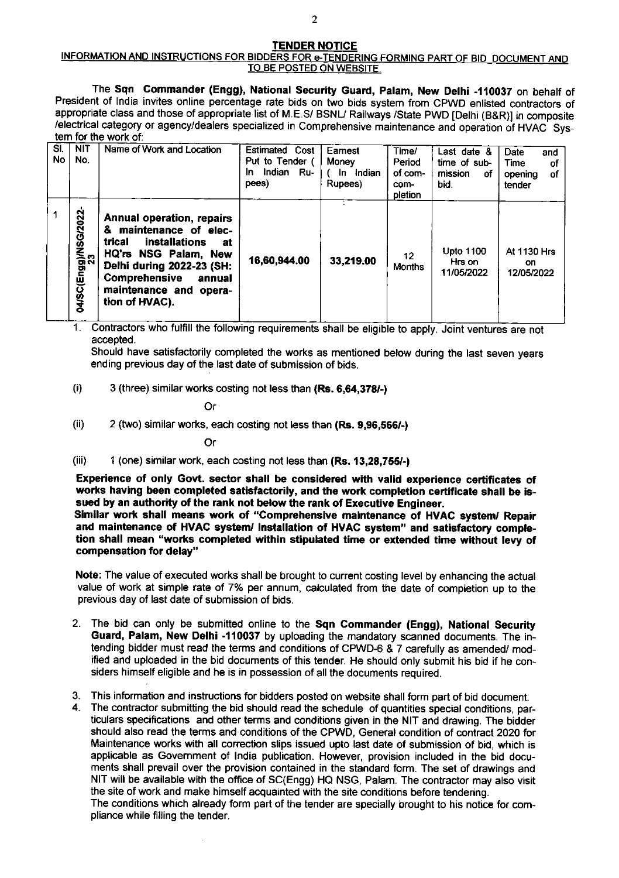## TENDER NOTICE

**INFORMATION AND INSTRUCTIONS FOR BIDDERS FOR e-TENDERING FORMING PART OF BID DOCUMENT AND TO BE POSTED ON WEBSITE.**

The **Sqn Commander (Engg), National Security Guard, Palam, New Delhi -110037** on behalf of President of India invites online percentage rate bids on two bids system from CPWD enlisted contractors of appropriate class and those of appropriate list of M.E.S/ BSNL/ Railways /State PWD [Delhi (B&R)] in composite /electrical category or agency/dealers specialized in Comprehensive maintenance and operation of HVAC System for the work of:

| Sl. No | NIT No. | Name of Work and Location | Estimated Cost Put to Tender ( In Indian Rupees) | Earnest Money ( In Indian Rupees) | Time/ Period of completion | Last date & time of submission of bid. | Date and Time of opening of tender |
|---|---|---|---|---|---|---|---|
| 1 | 04/SC(Engg)/NSG/2022-23 | **Annual operation, repairs & maintenance of electrical installations at HQ'rs NSG Palam, New Delhi during 2022-23 (SH: Comprehensive annual maintenance and operation of HVAC).** | 16,60,944.00 | 33,219.00 | 12 Months | Upto 1100 Hrs on 11/05/2022 | At 1130 Hrs on 12/05/2022 |

1. Contractors who fulfill the following requirements shall be eligible to apply. Joint ventures are not accepted.

   Should have satisfactorily completed the works as mentioned below during the last seven years ending previous day of the last date of submission of bids.

   (i) 3 (three) similar works costing not less than **(Rs. 6,64,378/-)**

   Or

   (ii) 2 (two) similar works, each costing not less than **(Rs. 9,96,566/-)**

   Or

   (iii) 1 (one) similar work, each costing not less than **(Rs. 13,28,755/-)**

   **Experience of only Govt. sector shall be considered with valid experience certificates of works having been completed satisfactorily, and the work completion certificate shall be issued by an authority of the rank not below the rank of Executive Engineer.**

   **Similar work shall means work of "Comprehensive maintenance of HVAC system/ Repair and maintenance of HVAC system/ Installation of HVAC system" and satisfactory completion shall mean "works completed within stipulated time or extended time without levy of compensation for delay"**

   **Note:** The value of executed works shall be brought to current costing level by enhancing the actual value of work at simple rate of 7% per annum, calculated from the date of completion up to the previous day of last date of submission of bids.

2. The bid can only be submitted online to the **Sqn Commander (Engg), National Security Guard, Palam, New Delhi -110037** by uploading the mandatory scanned documents. The intending bidder must read the terms and conditions of CPWD-6 & 7 carefully as amended/ modified and uploaded in the bid documents of this tender. He should only submit his bid if he considers himself eligible and he is in possession of all the documents required.

3. This information and instructions for bidders posted on website shall form part of bid document.

4. The contractor submitting the bid should read the schedule of quantities special conditions, particulars specifications and other terms and conditions given in the NIT and drawing. The bidder should also read the terms and conditions of the CPWD, General condition of contract 2020 for Maintenance works with all correction slips issued upto last date of submission of bid, which is applicable as Government of India publication. However, provision included in the bid documents shall prevail over the provision contained in the standard form. The set of drawings and NIT will be available with the office of SC(Engg) HQ NSG, Palam. The contractor may also visit the site of work and make himself acquainted with the site conditions before tendering.

   The conditions which already form part of the tender are specially brought to his notice for compliance while filling the tender.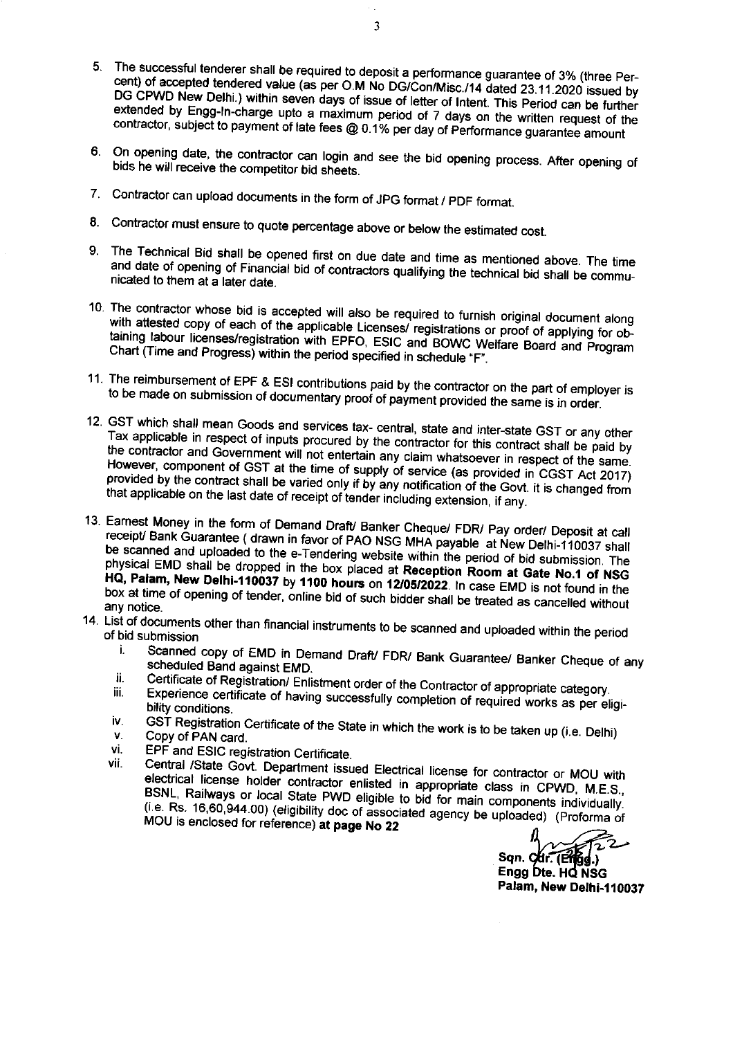5. The successful tenderer shall be required to deposit a performance guarantee of 3% (three Per-cent) of accepted tendered value (as per O.M No DG/Con/Misc./14 dated 23.11.2020 issued by DG CPWD New Delhi.) within seven days of issue of letter of Intent. This Period can be further extended by Engg-In-charge upto a maximum period of 7 days on the written request of the contractor, subject to payment of late fees @ 0.1% per day of Performance guarantee amount

6. On opening date, the contractor can login and see the bid opening process. After opening of bids he will receive the competitor bid sheets.

7. Contractor can upload documents in the form of JPG format / PDF format.

8. Contractor must ensure to quote percentage above or below the estimated cost.

9. The Technical Bid shall be opened first on due date and time as mentioned above. The time and date of opening of Financial bid of contractors qualifying the technical bid shall be communicated to them at a later date.

10. The contractor whose bid is accepted will also be required to furnish original document along with attested copy of each of the applicable Licenses/ registrations or proof of applying for obtaining labour licenses/registration with EPFO, ESIC and BOWC Welfare Board and Program Chart (Time and Progress) within the period specified in schedule "F".

11. The reimbursement of EPF & ESI contributions paid by the contractor on the part of employer is to be made on submission of documentary proof of payment provided the same is in order.

12. GST which shall mean Goods and services tax- central, state and inter-state GST or any other Tax applicable in respect of inputs procured by the contractor for this contract shall be paid by the contractor and Government will not entertain any claim whatsoever in respect of the same. However, component of GST at the time of supply of service (as provided in CGST Act 2017) provided by the contract shall be varied only if by any notification of the Govt. it is changed from that applicable on the last date of receipt of tender including extension, if any.

13. Earnest Money in the form of Demand Draft/ Banker Cheque/ FDR/ Pay order/ Deposit at call receipt/ Bank Guarantee ( drawn in favor of PAO NSG MHA payable at New Delhi-110037 shall be scanned and uploaded to the e-Tendering website within the period of bid submission. The physical EMD shall be dropped in the box placed at **Reception Room at Gate No.1 of NSG HQ, Palam, New Delhi-110037** by **1100 hours** on **12/05/2022**. In case EMD is not found in the box at time of opening of tender, online bid of such bidder shall be treated as cancelled without any notice.

14. List of documents other than financial instruments to be scanned and uploaded within the period of bid submission
    i. Scanned copy of EMD in Demand Draft/ FDR/ Bank Guarantee/ Banker Cheque of any scheduled Band against EMD.
    ii. Certificate of Registration/ Enlistment order of the Contractor of appropriate category.
    iii. Experience certificate of having successfully completion of required works as per eligibility conditions.
    iv. GST Registration Certificate of the State in which the work is to be taken up (i.e. Delhi)
    v. Copy of PAN card.
    vi. EPF and ESIC registration Certificate.
    vii. Central /State Govt. Department issued Electrical license for contractor or MOU with electrical license holder contractor enlisted in appropriate class in CPWD, M.E.S., BSNL, Railways or local State PWD eligible to bid for main components individually. (i.e. Rs. 16,60,944.00) (eligibility doc of associated agency be uploaded) (Proforma of MOU is enclosed for reference) **at page No 22**

Sqn. Cdr. (Engg.)
Engg Dte. HQ NSG
Palam, New Delhi-110037